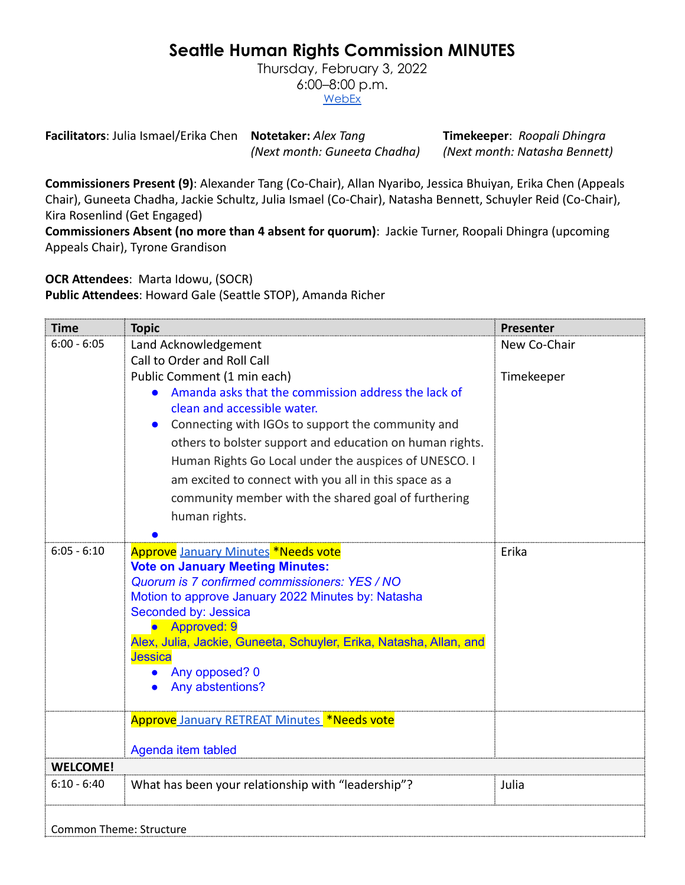# Seattle Human Rights Commission MINUTES

Thursday, February 3, 2022
6:00–8:00 p.m.
WebEx

**Facilitators**: Julia Ismael/Erika Chen **Notetaker:** *Alex Tang (Next month: Guneeta Chadha)* **Timekeeper**: *Roopali Dhingra (Next month: Natasha Bennett)*

**Commissioners Present (9)**: Alexander Tang (Co-Chair), Allan Nyaribo, Jessica Bhuiyan, Erika Chen (Appeals Chair), Guneeta Chadha, Jackie Schultz, Julia Ismael (Co-Chair), Natasha Bennett, Schuyler Reid (Co-Chair), Kira Rosenlind (Get Engaged)
**Commissioners Absent (no more than 4 absent for quorum)**: Jackie Turner, Roopali Dhingra (upcoming Appeals Chair), Tyrone Grandison

**OCR Attendees**: Marta Idowu, (SOCR)
**Public Attendees**: Howard Gale (Seattle STOP), Amanda Richer

| Time | Topic | Presenter |
|---|---|---|
| 6:00 - 6:05 | Land Acknowledgement<br>Call to Order and Roll Call<br>Public Comment (1 min each)<br>• Amanda asks that the commission address the lack of clean and accessible water.<br>• Connecting with IGOs to support the community and others to bolster support and education on human rights. Human Rights Go Local under the auspices of UNESCO. I am excited to connect with you all in this space as a community member with the shared goal of furthering human rights.<br>• | New Co-Chair<br><br>Timekeeper |
| 6:05 - 6:10 | Approve January Minutes *Needs vote<br>**Vote on January Meeting Minutes:**<br>*Quorum is 7 confirmed commissioners: YES / NO*<br>Motion to approve January 2022 Minutes by: Natasha<br>Seconded by: Jessica<br>• Approved: 9<br>Alex, Julia, Jackie, Guneeta, Schuyler, Erika, Natasha, Allan, and Jessica<br>• Any opposed? 0<br>• Any abstentions? | Erika |
| | Approve January RETREAT Minutes *Needs vote<br><br>Agenda item tabled | |
| **WELCOME!** | | |
| 6:10 - 6:40 | What has been your relationship with "leadership"? | Julia |
| Common Theme: Structure | | |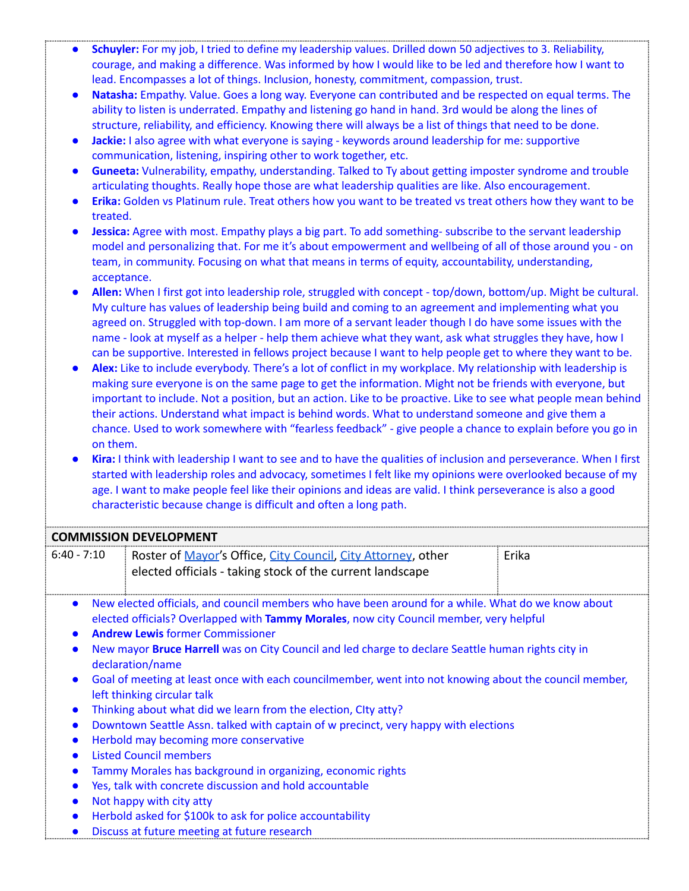- **Schuyler:** For my job, I tried to define my leadership values. Drilled down 50 adjectives to 3. Reliability, courage, and making a difference. Was informed by how I would like to be led and therefore how I want to lead. Encompasses a lot of things. Inclusion, honesty, commitment, compassion, trust.
- **Natasha:** Empathy. Value. Goes a long way. Everyone can contributed and be respected on equal terms. The ability to listen is underrated. Empathy and listening go hand in hand. 3rd would be along the lines of structure, reliability, and efficiency. Knowing there will always be a list of things that need to be done.
- **Jackie:** I also agree with what everyone is saying - keywords around leadership for me: supportive communication, listening, inspiring other to work together, etc.
- **Guneeta:** Vulnerability, empathy, understanding. Talked to Ty about getting imposter syndrome and trouble articulating thoughts. Really hope those are what leadership qualities are like. Also encouragement.
- **Erika:** Golden vs Platinum rule. Treat others how you want to be treated vs treat others how they want to be treated.
- **Jessica:** Agree with most. Empathy plays a big part. To add something- subscribe to the servant leadership model and personalizing that. For me it's about empowerment and wellbeing of all of those around you - on team, in community. Focusing on what that means in terms of equity, accountability, understanding, acceptance.
- **Allen:** When I first got into leadership role, struggled with concept - top/down, bottom/up. Might be cultural. My culture has values of leadership being build and coming to an agreement and implementing what you agreed on. Struggled with top-down. I am more of a servant leader though I do have some issues with the name - look at myself as a helper - help them achieve what they want, ask what struggles they have, how I can be supportive. Interested in fellows project because I want to help people get to where they want to be.
- **Alex:** Like to include everybody. There's a lot of conflict in my workplace. My relationship with leadership is making sure everyone is on the same page to get the information. Might not be friends with everyone, but important to include. Not a position, but an action. Like to be proactive. Like to see what people mean behind their actions. Understand what impact is behind words. What to understand someone and give them a chance. Used to work somewhere with "fearless feedback" - give people a chance to explain before you go in on them.
- **Kira:** I think with leadership I want to see and to have the qualities of inclusion and perseverance. When I first started with leadership roles and advocacy, sometimes I felt like my opinions were overlooked because of my age. I want to make people feel like their opinions and ideas are valid. I think perseverance is also a good characteristic because change is difficult and often a long path.

| COMMISSION DEVELOPMENT | | |
|---|---|---|
| 6:40 - 7:10 | Roster of Mayor's Office, City Council, City Attorney, other elected officials - taking stock of the current landscape | Erika |

- New elected officials, and council members who have been around for a while. What do we know about elected officials? Overlapped with **Tammy Morales**, now city Council member, very helpful
- **Andrew Lewis** former Commissioner
- New mayor **Bruce Harrell** was on City Council and led charge to declare Seattle human rights city in declaration/name
- Goal of meeting at least once with each councilmember, went into not knowing about the council member, left thinking circular talk
- Thinking about what did we learn from the election, CIty atty?
- Downtown Seattle Assn. talked with captain of w precinct, very happy with elections
- Herbold may becoming more conservative
- Listed Council members
- Tammy Morales has background in organizing, economic rights
- Yes, talk with concrete discussion and hold accountable
- Not happy with city atty
- Herbold asked for $100k to ask for police accountability
- Discuss at future meeting at future research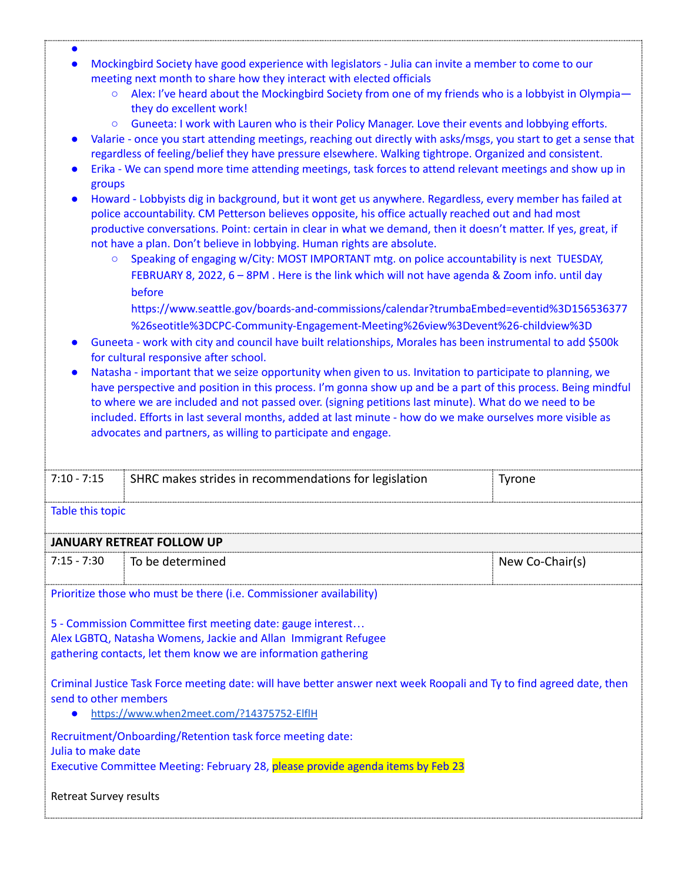- 
- Mockingbird Society have good experience with legislators - Julia can invite a member to come to our meeting next month to share how they interact with elected officials
  - Alex: I've heard about the Mockingbird Society from one of my friends who is a lobbyist in Olympia—they do excellent work!
  - Guneeta: I work with Lauren who is their Policy Manager. Love their events and lobbying efforts.
- Valarie - once you start attending meetings, reaching out directly with asks/msgs, you start to get a sense that regardless of feeling/belief they have pressure elsewhere. Walking tightrope. Organized and consistent.
- Erika - We can spend more time attending meetings, task forces to attend relevant meetings and show up in groups
- Howard - Lobbyists dig in background, but it wont get us anywhere. Regardless, every member has failed at police accountability. CM Petterson believes opposite, his office actually reached out and had most productive conversations. Point: certain in clear in what we demand, then it doesn't matter. If yes, great, if not have a plan. Don't believe in lobbying. Human rights are absolute.
  - Speaking of engaging w/City: MOST IMPORTANT mtg. on police accountability is next TUESDAY, FEBRUARY 8, 2022, 6 – 8PM . Here is the link which will not have agenda & Zoom info. until day before https://www.seattle.gov/boards-and-commissions/calendar?trumbaEmbed=eventid%3D156536377%26seotitle%3DCPC-Community-Engagement-Meeting%26view%3Devent%26-childview%3D
- Guneeta - work with city and council have built relationships, Morales has been instrumental to add $500k for cultural responsive after school.
- Natasha - important that we seize opportunity when given to us. Invitation to participate to planning, we have perspective and position in this process. I'm gonna show up and be a part of this process. Being mindful to where we are included and not passed over. (signing petitions last minute). What do we need to be included. Efforts in last several months, added at last minute - how do we make ourselves more visible as advocates and partners, as willing to participate and engage.

| 7:10 - 7:15 | SHRC makes strides in recommendations for legislation | Tyrone |
|---|---|---|

Table this topic

**JANUARY RETREAT FOLLOW UP**

| 7:15 - 7:30 | To be determined | New Co-Chair(s) |
|---|---|---|

Prioritize those who must be there (i.e. Commissioner availability)

5 - Commission Committee first meeting date: gauge interest…
Alex LGBTQ, Natasha Womens, Jackie and Allan Immigrant Refugee
gathering contacts, let them know we are information gathering

Criminal Justice Task Force meeting date: will have better answer next week Roopali and Ty to find agreed date, then send to other members

- https://www.when2meet.com/?14375752-ElflH

Recruitment/Onboarding/Retention task force meeting date:
Julia to make date
Executive Committee Meeting: February 28, please provide agenda items by Feb 23

Retreat Survey results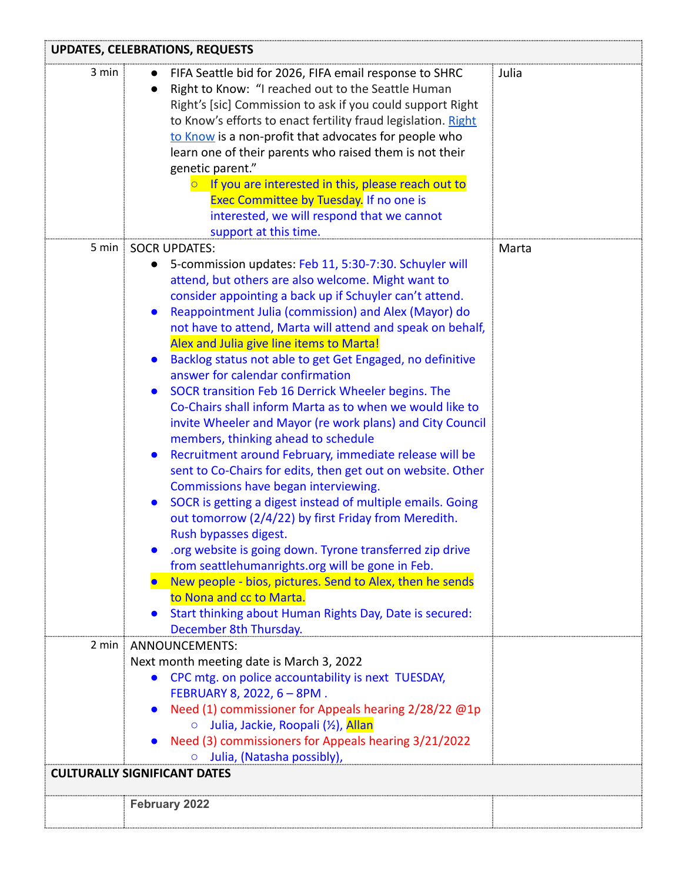| UPDATES, CELEBRATIONS, REQUESTS | | |
|---|---|---|
| 3 min | • FIFA Seattle bid for 2026, FIFA email response to SHRC<br>• Right to Know: "I reached out to the Seattle Human Right's [sic] Commission to ask if you could support Right to Know's efforts to enact fertility fraud legislation. Right to Know is a non-profit that advocates for people who learn one of their parents who raised them is not their genetic parent."<br>  ○ If you are interested in this, please reach out to Exec Committee by Tuesday. If no one is interested, we will respond that we cannot support at this time. | Julia |
| 5 min | SOCR UPDATES:<br>• 5-commission updates: Feb 11, 5:30-7:30. Schuyler will attend, but others are also welcome. Might want to consider appointing a back up if Schuyler can't attend.<br>• Reappointment Julia (commission) and Alex (Mayor) do not have to attend, Marta will attend and speak on behalf, Alex and Julia give line items to Marta!<br>• Backlog status not able to get Get Engaged, no definitive answer for calendar confirmation<br>• SOCR transition Feb 16 Derrick Wheeler begins. The Co-Chairs shall inform Marta as to when we would like to invite Wheeler and Mayor (re work plans) and City Council members, thinking ahead to schedule<br>• Recruitment around February, immediate release will be sent to Co-Chairs for edits, then get out on website. Other Commissions have began interviewing.<br>• SOCR is getting a digest instead of multiple emails. Going out tomorrow (2/4/22) by first Friday from Meredith. Rush bypasses digest.<br>• .org website is going down. Tyrone transferred zip drive from seattlehumanrights.org will be gone in Feb.<br>• New people - bios, pictures. Send to Alex, then he sends to Nona and cc to Marta.<br>• Start thinking about Human Rights Day, Date is secured: December 8th Thursday. | Marta |
| 2 min | ANNOUNCEMENTS:<br>Next month meeting date is March 3, 2022<br>• CPC mtg. on police accountability is next TUESDAY, FEBRUARY 8, 2022, 6 – 8PM .<br>• Need (1) commissioner for Appeals hearing 2/28/22 @1p<br>  ○ Julia, Jackie, Roopali (½), Allan<br>• Need (3) commissioners for Appeals hearing 3/21/2022<br>  ○ Julia, (Natasha possibly), | |
| **CULTURALLY SIGNIFICANT DATES** | | |
| | **February 2022** | |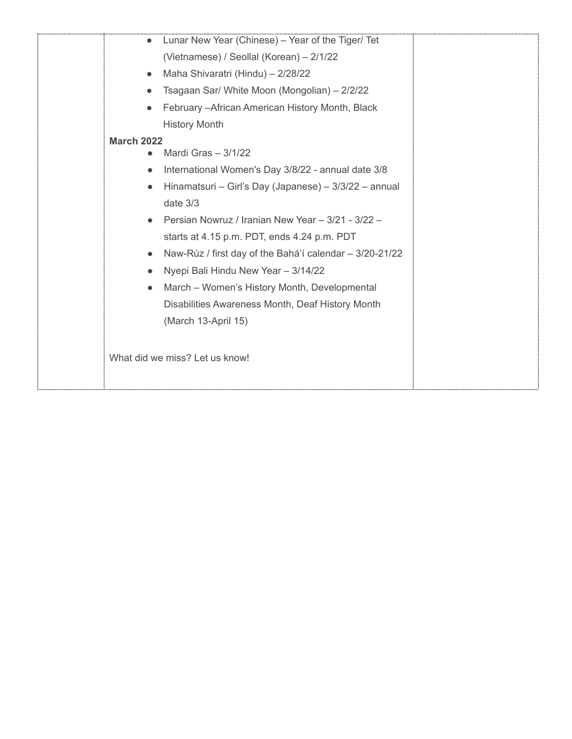| | | |
|---|---|---|
| | • Lunar New Year (Chinese) – Year of the Tiger/ Tet (Vietnamese) / Seollal (Korean) – 2/1/22<br>• Maha Shivaratri (Hindu) – 2/28/22<br>• Tsagaan Sar/ White Moon (Mongolian) – 2/2/22<br>• February –African American History Month, Black History Month<br>**March 2022**<br>• Mardi Gras – 3/1/22<br>• International Women's Day 3/8/22 - annual date 3/8<br>• Hinamatsuri – Girl's Day (Japanese) – 3/3/22 – annual date 3/3<br>• Persian Nowruz / Iranian New Year – 3/21 - 3/22 – starts at 4.15 p.m. PDT, ends 4.24 p.m. PDT<br>• Naw-Rúz / first day of the Bahá'í calendar – 3/20-21/22<br>• Nyepi Bali Hindu New Year – 3/14/22<br>• March – Women's History Month, Developmental Disabilities Awareness Month, Deaf History Month (March 13-April 15)<br><br>What did we miss? Let us know! | |